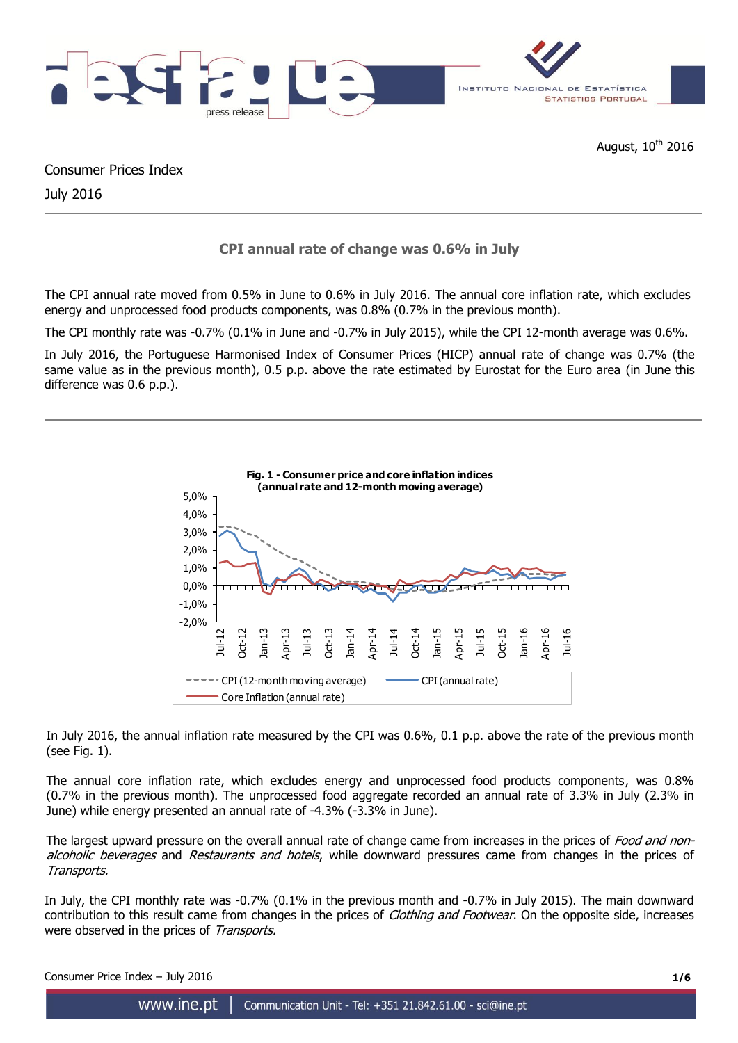August, 10th 2016

Consumer Prices Index

July 2016

## CPI annual rate of change was 0.6% in July

The CPI annual rate moved from 0.5% in June to 0.6% in July 2016. The annual core inflation rate, which excludes energy and unprocessed food products components, was 0.8% (0.7% in the previous month).

The CPI monthly rate was -0.7% (0.1% in June and -0.7% in July 2015), while the CPI 12-month average was 0.6%.

In July 2016, the Portuguese Harmonised Index of Consumer Prices (HICP) annual rate of change was 0.7% (the same value as in the previous month), 0.5 p.p. above the rate estimated by Eurostat for the Euro area (in June this difference was 0.6 p.p.).

**Fig. 1 - Consumer price and core inflation indices (annual rate and 12-month moving average)**

5,0%
4,0%
3,0%
2,0%
1,0%
0,0%
-1,0%
-2,0%

Jul-12, Oct-12, Jan-13, Apr-13, Jul-13, Oct-13, Jan-14, Apr-14, Jul-14, Oct-14, Jan-15, Apr-15, Jul-15, Oct-15, Jan-16, Apr-16, Jul-16

CPI (12-month moving average)
CPI (annual rate)
Core Inflation (annual rate)

In July 2016, the annual inflation rate measured by the CPI was 0.6%, 0.1 p.p. above the rate of the previous month (see Fig. 1).

The annual core inflation rate, which excludes energy and unprocessed food products components, was 0.8% (0.7% in the previous month). The unprocessed food aggregate recorded an annual rate of 3.3% in July (2.3% in June) while energy presented an annual rate of -4.3% (-3.3% in June).

The largest upward pressure on the overall annual rate of change came from increases in the prices of *Food and non-alcoholic beverages* and *Restaurants and hotels*, while downward pressures came from changes in the prices of *Transports.*

In July, the CPI monthly rate was -0.7% (0.1% in the previous month and -0.7% in July 2015). The main downward contribution to this result came from changes in the prices of *Clothing and Footwear*. On the opposite side, increases were observed in the prices of *Transports.*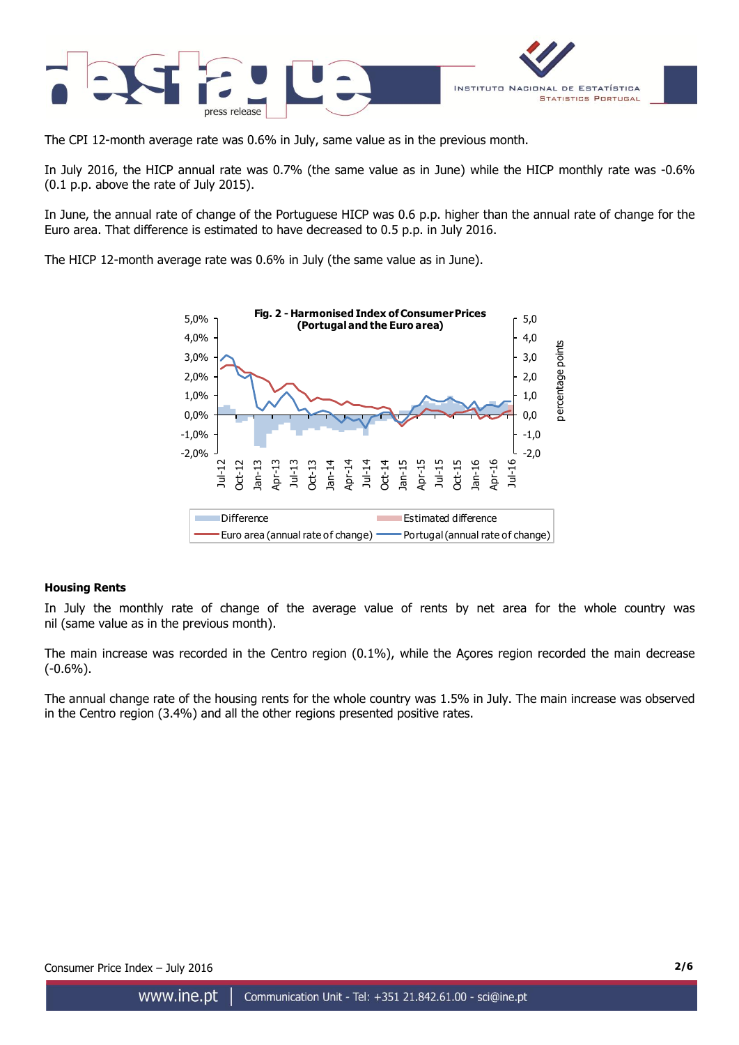The CPI 12-month average rate was 0.6% in July, same value as in the previous month.

In July 2016, the HICP annual rate was 0.7% (the same value as in June) while the HICP monthly rate was -0.6% (0.1 p.p. above the rate of July 2015).

In June, the annual rate of change of the Portuguese HICP was 0.6 p.p. higher than the annual rate of change for the Euro area. That difference is estimated to have decreased to 0.5 p.p. in July 2016.

The HICP 12-month average rate was 0.6% in July (the same value as in June).

Fig. 2 - Harmonised Index of Consumer Prices
(Portugal and the Euro area)

5,0%
4,0%
3,0%
2,0%
1,0%
0,0%
-1,0%
-2,0%

5,0
4,0
3,0
2,0
1,0
0,0
-1,0
-2,0

percentage points

Jul-12 Oct-12 Jan-13 Apr-13 Jul-13 Oct-13 Jan-14 Apr-14 Jul-14 Oct-14 Jan-15 Apr-15 Jul-15 Oct-15 Jan-16 Apr-16 Jul-16

Difference
Estimated difference
Euro area (annual rate of change)
Portugal (annual rate of change)

### Housing Rents

In July the monthly rate of change of the average value of rents by net area for the whole country was nil (same value as in the previous month).

The main increase was recorded in the Centro region (0.1%), while the Açores region recorded the main decrease (-0.6%).

The annual change rate of the housing rents for the whole country was 1.5% in July. The main increase was observed in the Centro region (3.4%) and all the other regions presented positive rates.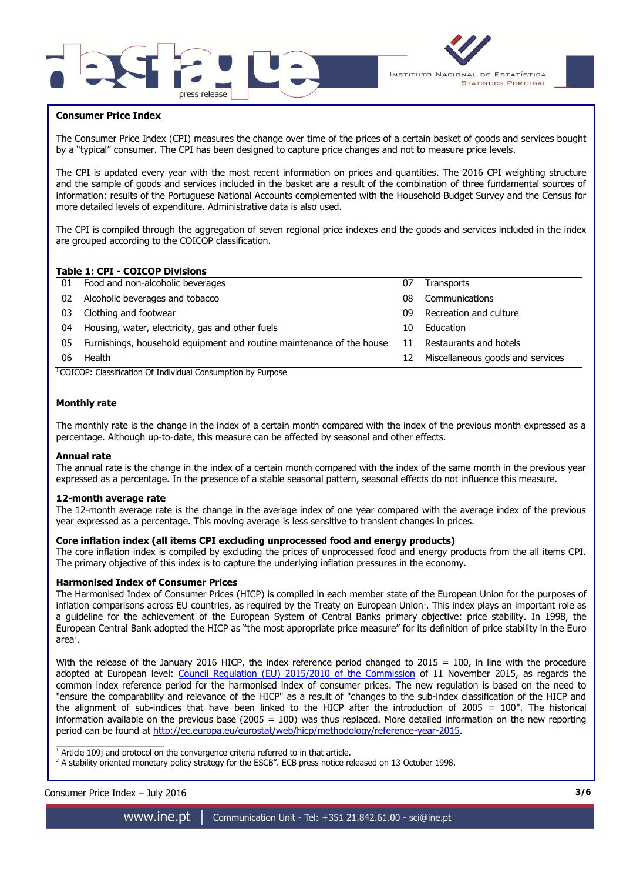**Consumer Price Index**

The Consumer Price Index (CPI) measures the change over time of the prices of a certain basket of goods and services bought by a "typical" consumer. The CPI has been designed to capture price changes and not to measure price levels.

The CPI is updated every year with the most recent information on prices and quantities. The 2016 CPI weighting structure and the sample of goods and services included in the basket are a result of the combination of three fundamental sources of information: results of the Portuguese National Accounts complemented with the Household Budget Survey and the Census for more detailed levels of expenditure. Administrative data is also used.

The CPI is compiled through the aggregation of seven regional price indexes and the goods and services included in the index are grouped according to the COICOP classification.

**Table 1: CPI - COICOP Divisions**

| | | | |
|---|---|---|---|
| 01 | Food and non-alcoholic beverages | 07 | Transports |
| 02 | Alcoholic beverages and tobacco | 08 | Communications |
| 03 | Clothing and footwear | 09 | Recreation and culture |
| 04 | Housing, water, electricity, gas and other fuels | 10 | Education |
| 05 | Furnishings, household equipment and routine maintenance of the house | 11 | Restaurants and hotels |
| 06 | Health | 12 | Miscellaneous goods and services |

[1] COICOP: Classification Of Individual Consumption by Purpose

**Monthly rate**

The monthly rate is the change in the index of a certain month compared with the index of the previous month expressed as a percentage. Although up-to-date, this measure can be affected by seasonal and other effects.

**Annual rate**

The annual rate is the change in the index of a certain month compared with the index of the same month in the previous year expressed as a percentage. In the presence of a stable seasonal pattern, seasonal effects do not influence this measure.

**12-month average rate**

The 12-month average rate is the change in the average index of one year compared with the average index of the previous year expressed as a percentage. This moving average is less sensitive to transient changes in prices.

**Core inflation index (all items CPI excluding unprocessed food and energy products)**

The core inflation index is compiled by excluding the prices of unprocessed food and energy products from the all items CPI. The primary objective of this index is to capture the underlying inflation pressures in the economy.

**Harmonised Index of Consumer Prices**

The Harmonised Index of Consumer Prices (HICP) is compiled in each member state of the European Union for the purposes of inflation comparisons across EU countries, as required by the Treaty on European Union[1]. This index plays an important role as a guideline for the achievement of the European System of Central Banks primary objective: price stability. In 1998, the European Central Bank adopted the HICP as "the most appropriate price measure" for its definition of price stability in the Euro area[2].

With the release of the January 2016 HICP, the index reference period changed to 2015 = 100, in line with the procedure adopted at European level: Council Regulation (EU) 2015/2010 of the Commission of 11 November 2015, as regards the common index reference period for the harmonised index of consumer prices. The new regulation is based on the need to "ensure the comparability and relevance of the HICP" as a result of "changes to the sub-index classification of the HICP and the alignment of sub-indices that have been linked to the HICP after the introduction of 2005 = 100". The historical information available on the previous base (2005 = 100) was thus replaced. More detailed information on the new reporting period can be found at http://ec.europa.eu/eurostat/web/hicp/methodology/reference-year-2015.

[1] Article 109j and protocol on the convergence criteria referred to in that article.
[2] A stability oriented monetary policy strategy for the ESCB". ECB press notice released on 13 October 1998.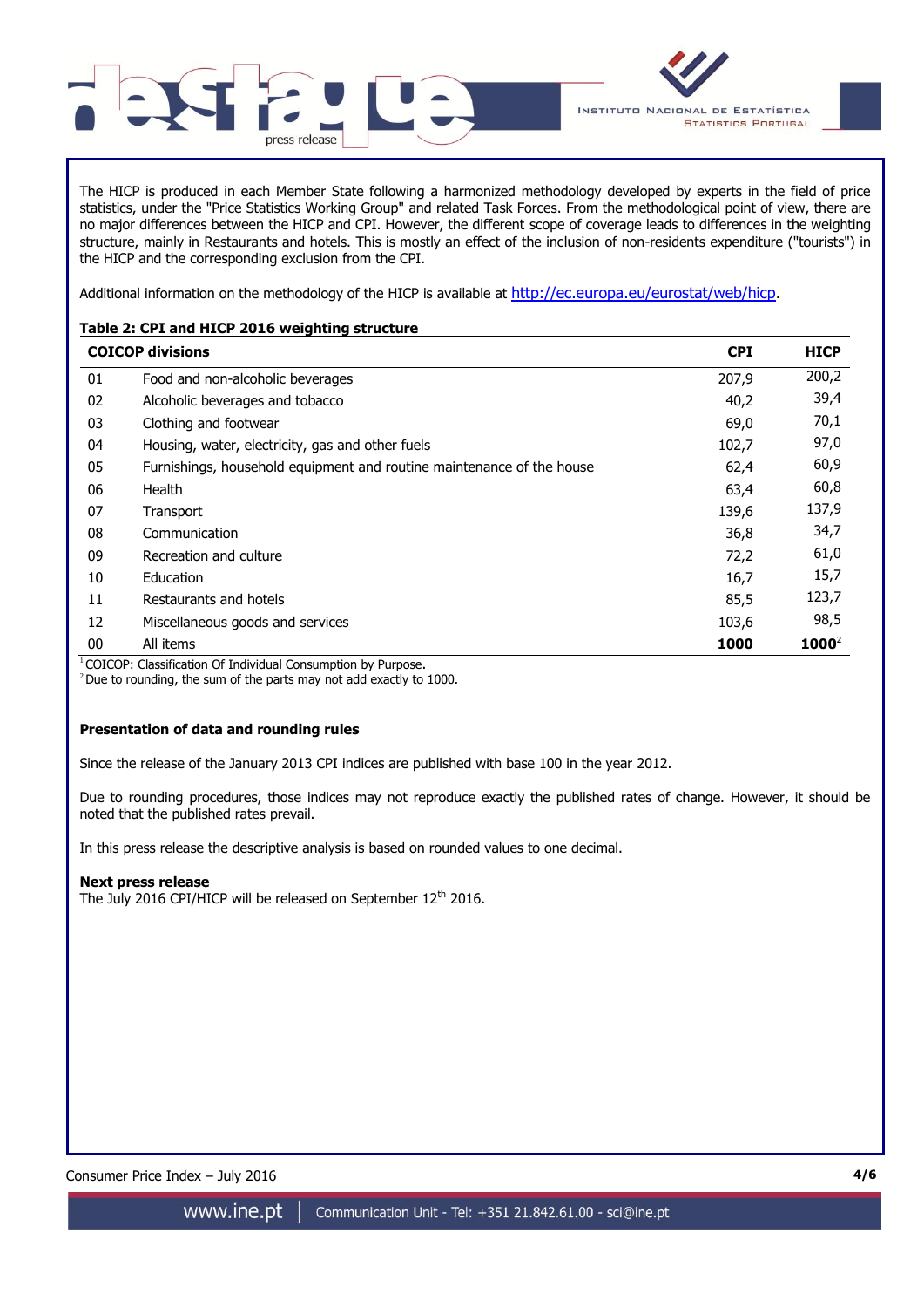The HICP is produced in each Member State following a harmonized methodology developed by experts in the field of price statistics, under the "Price Statistics Working Group" and related Task Forces. From the methodological point of view, there are no major differences between the HICP and CPI. However, the different scope of coverage leads to differences in the weighting structure, mainly in Restaurants and hotels. This is mostly an effect of the inclusion of non-residents expenditure ("tourists") in the HICP and the corresponding exclusion from the CPI.

Additional information on the methodology of the HICP is available at http://ec.europa.eu/eurostat/web/hicp.

**Table 2: CPI and HICP 2016 weighting structure**

| COICOP divisions | | CPI | HICP |
|---|---|---|---|
| 01 | Food and non-alcoholic beverages | 207,9 | 200,2 |
| 02 | Alcoholic beverages and tobacco | 40,2 | 39,4 |
| 03 | Clothing and footwear | 69,0 | 70,1 |
| 04 | Housing, water, electricity, gas and other fuels | 102,7 | 97,0 |
| 05 | Furnishings, household equipment and routine maintenance of the house | 62,4 | 60,9 |
| 06 | Health | 63,4 | 60,8 |
| 07 | Transport | 139,6 | 137,9 |
| 08 | Communication | 36,8 | 34,7 |
| 09 | Recreation and culture | 72,2 | 61,0 |
| 10 | Education | 16,7 | 15,7 |
| 11 | Restaurants and hotels | 85,5 | 123,7 |
| 12 | Miscellaneous goods and services | 103,6 | 98,5 |
| 00 | All items | **1000** | **1000**[2] |

[1] COICOP: Classification Of Individual Consumption by Purpose.
[2] Due to rounding, the sum of the parts may not add exactly to 1000.

**Presentation of data and rounding rules**

Since the release of the January 2013 CPI indices are published with base 100 in the year 2012.

Due to rounding procedures, those indices may not reproduce exactly the published rates of change. However, it should be noted that the published rates prevail.

In this press release the descriptive analysis is based on rounded values to one decimal.

**Next press release**
The July 2016 CPI/HICP will be released on September 12th 2016.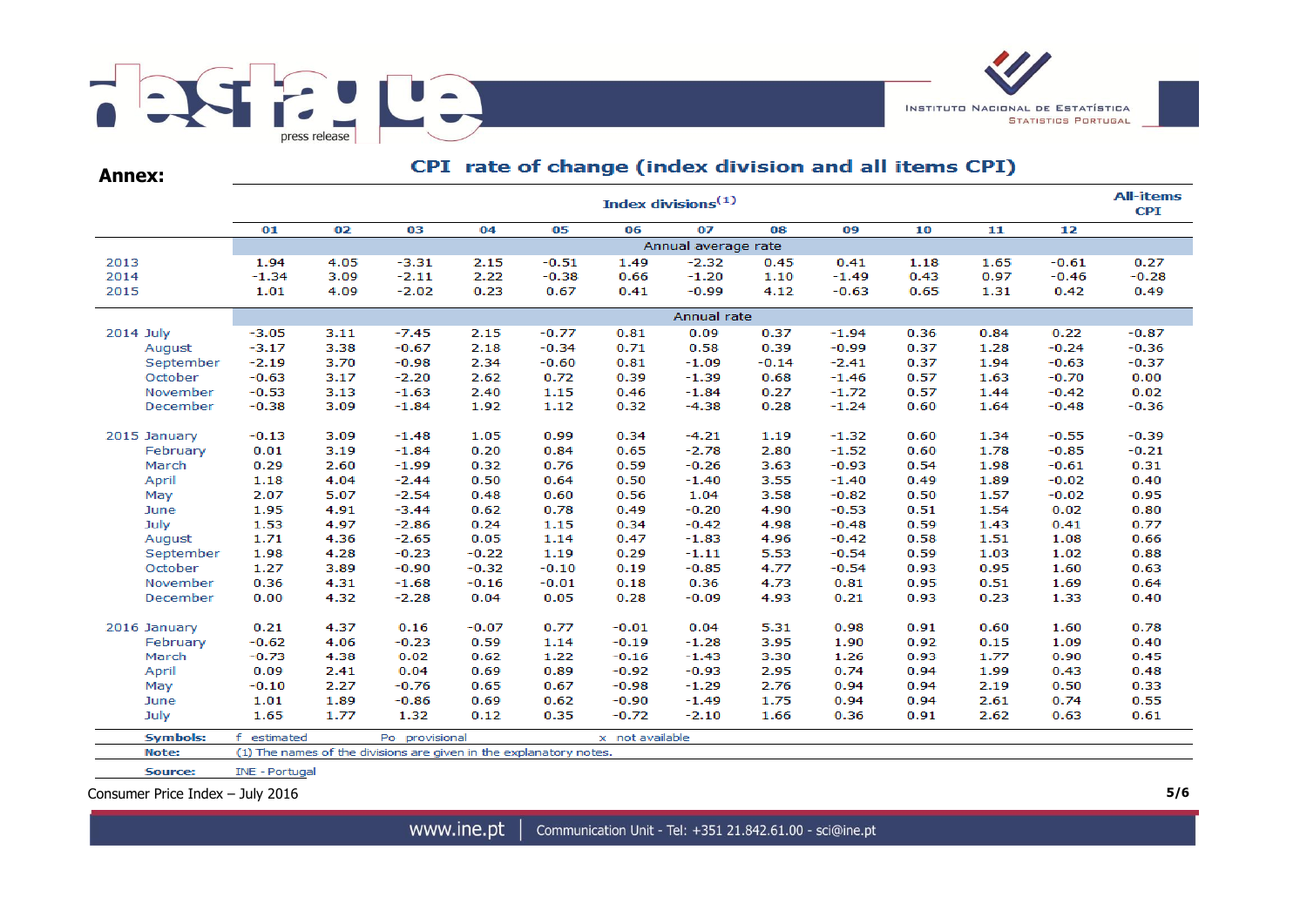## Annex:

### CPI rate of change (index division and all items CPI)

| | Index divisions(1) | | | | | | | | | | | | All-items CPI |
|---|---|---|---|---|---|---|---|---|---|---|---|---|---|
| | 01 | 02 | 03 | 04 | 05 | 06 | 07 | 08 | 09 | 10 | 11 | 12 | |
| | Annual average rate | | | | | | | | | | | | |
| 2013 | 1.94 | 4.05 | -3.31 | 2.15 | -0.51 | 1.49 | -2.32 | 0.45 | 0.41 | 1.18 | 1.65 | -0.61 | 0.27 |
| 2014 | -1.34 | 3.09 | -2.11 | 2.22 | -0.38 | 0.66 | -1.20 | 1.10 | -1.49 | 0.43 | 0.97 | -0.46 | -0.28 |
| 2015 | 1.01 | 4.09 | -2.02 | 0.23 | 0.67 | 0.41 | -0.99 | 4.12 | -0.63 | 0.65 | 1.31 | 0.42 | 0.49 |
| | Annual rate | | | | | | | | | | | | |
| 2014 July | -3.05 | 3.11 | -7.45 | 2.15 | -0.77 | 0.81 | 0.09 | 0.37 | -1.94 | 0.36 | 0.84 | 0.22 | -0.87 |
| August | -3.17 | 3.38 | -0.67 | 2.18 | -0.34 | 0.71 | 0.58 | 0.39 | -0.99 | 0.37 | 1.28 | -0.24 | -0.36 |
| September | -2.19 | 3.70 | -0.98 | 2.34 | -0.60 | 0.81 | -1.09 | -0.14 | -2.41 | 0.37 | 1.94 | -0.63 | -0.37 |
| October | -0.63 | 3.17 | -2.20 | 2.62 | 0.72 | 0.39 | -1.39 | 0.68 | -1.46 | 0.57 | 1.63 | -0.70 | 0.00 |
| November | -0.53 | 3.13 | -1.63 | 2.40 | 1.15 | 0.46 | -1.84 | 0.27 | -1.72 | 0.57 | 1.44 | -0.42 | 0.02 |
| December | -0.38 | 3.09 | -1.84 | 1.92 | 1.12 | 0.32 | -4.38 | 0.28 | -1.24 | 0.60 | 1.64 | -0.48 | -0.36 |
| 2015 January | -0.13 | 3.09 | -1.48 | 1.05 | 0.99 | 0.34 | -4.21 | 1.19 | -1.32 | 0.60 | 1.34 | -0.55 | -0.39 |
| February | 0.01 | 3.19 | -1.84 | 0.20 | 0.84 | 0.65 | -2.78 | 2.80 | -1.52 | 0.60 | 1.78 | -0.85 | -0.21 |
| March | 0.29 | 2.60 | -1.99 | 0.32 | 0.76 | 0.59 | -0.26 | 3.63 | -0.93 | 0.54 | 1.98 | -0.61 | 0.31 |
| April | 1.18 | 4.04 | -2.44 | 0.50 | 0.64 | 0.50 | -1.40 | 3.55 | -1.40 | 0.49 | 1.89 | -0.02 | 0.40 |
| May | 2.07 | 5.07 | -2.54 | 0.48 | 0.60 | 0.56 | 1.04 | 3.58 | -0.82 | 0.50 | 1.57 | -0.02 | 0.95 |
| June | 1.95 | 4.91 | -3.44 | 0.62 | 0.78 | 0.49 | -0.20 | 4.90 | -0.53 | 0.51 | 1.54 | 0.02 | 0.80 |
| July | 1.53 | 4.97 | -2.86 | 0.24 | 1.15 | 0.34 | -0.42 | 4.98 | -0.48 | 0.59 | 1.43 | 0.41 | 0.77 |
| August | 1.71 | 4.36 | -2.65 | 0.05 | 1.14 | 0.47 | -1.83 | 4.96 | -0.42 | 0.58 | 1.51 | 1.08 | 0.66 |
| September | 1.98 | 4.28 | -0.23 | -0.22 | 1.19 | 0.29 | -1.11 | 5.53 | -0.54 | 0.59 | 1.03 | 1.02 | 0.88 |
| October | 1.27 | 3.89 | -0.90 | -0.32 | -0.10 | 0.19 | -0.85 | 4.77 | -0.54 | 0.93 | 0.95 | 1.60 | 0.63 |
| November | 0.36 | 4.31 | -1.68 | -0.16 | -0.01 | 0.18 | 0.36 | 4.73 | 0.81 | 0.95 | 0.51 | 1.69 | 0.64 |
| December | 0.00 | 4.32 | -2.28 | 0.04 | 0.05 | 0.28 | -0.09 | 4.93 | 0.21 | 0.93 | 0.23 | 1.33 | 0.40 |
| 2016 January | 0.21 | 4.37 | 0.16 | -0.07 | 0.77 | -0.01 | 0.04 | 5.31 | 0.98 | 0.91 | 0.60 | 1.60 | 0.78 |
| February | -0.62 | 4.06 | -0.23 | 0.59 | 1.14 | -0.19 | -1.28 | 3.95 | 1.90 | 0.92 | 0.15 | 1.09 | 0.40 |
| March | -0.73 | 4.38 | 0.02 | 0.62 | 1.22 | -0.16 | -1.43 | 3.30 | 1.26 | 0.93 | 1.77 | 0.90 | 0.45 |
| April | 0.09 | 2.41 | 0.04 | 0.69 | 0.89 | -0.92 | -0.93 | 2.95 | 0.74 | 0.94 | 1.99 | 0.43 | 0.48 |
| May | -0.10 | 2.27 | -0.76 | 0.65 | 0.67 | -0.98 | -1.29 | 2.76 | 0.94 | 0.94 | 2.19 | 0.50 | 0.33 |
| June | 1.01 | 1.89 | -0.86 | 0.69 | 0.62 | -0.90 | -1.49 | 1.75 | 0.94 | 0.94 | 2.61 | 0.74 | 0.55 |
| July | 1.65 | 1.77 | 1.32 | 0.12 | 0.35 | -0.72 | -2.10 | 1.66 | 0.36 | 0.91 | 2.62 | 0.63 | 0.61 |

**Symbols:** f estimated Po provisional x not available

**Note:** (1) The names of the divisions are given in the explanatory notes.

**Source:** INE - Portugal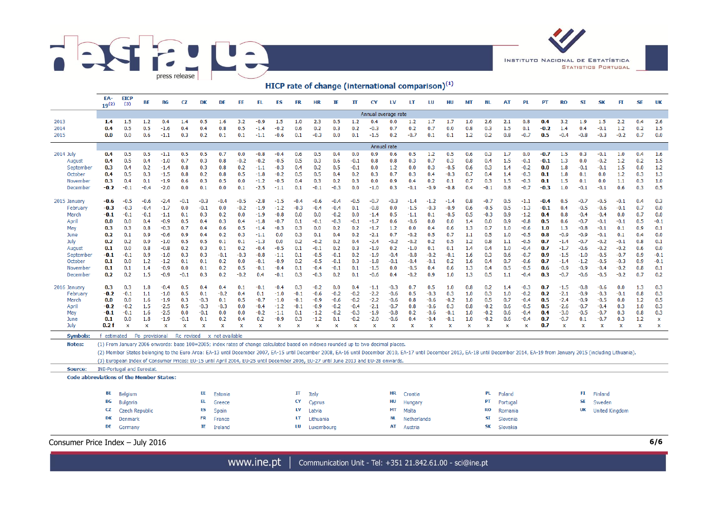## HICP rate of change (international comparison)[(1)]

| | EA-19[(2)] | EICP (3) | BE | BG | CZ | DK | DE | EE | EL | ES | FR | HR | IE | IT | CY | LV | LT | LU | HU | MT | NL | AT | PL | PT | RO | SI | SK | FI | SE | UK |
|---|---|---|---|---|---|---|---|---|---|---|---|---|---|---|---|---|---|---|---|---|---|---|---|---|---|---|---|---|---|---|
| | Annual average rate | | | | | | | | | | | | | | | | | | | | | | | | | | | | | |
| 2013 | **1.4** | 1.5 | 1.2 | 0.4 | 1.4 | 0.5 | 1.6 | 3.2 | -0.9 | 1.5 | 1.0 | 2.3 | 0.5 | 1.2 | 0.4 | 0.0 | 1.2 | 1.7 | 1.7 | 1.0 | 2.6 | 2.1 | 0.8 | **0.4** | 3.2 | 1.9 | 1.5 | 2.2 | 0.4 | 2.6 |
| 2014 | **0.4** | 0.5 | 0.5 | -1.6 | 0.4 | 0.4 | 0.8 | 0.5 | -1.4 | -0.2 | 0.6 | 0.2 | 0.3 | 0.2 | -0.3 | 0.7 | 0.2 | 0.7 | 0.0 | 0.8 | 0.3 | 1.5 | 0.1 | **-0.2** | 1.4 | 0.4 | -0.1 | 1.2 | 0.2 | 1.5 |
| 2015 | **0.0** | 0.0 | 0.6 | -1.1 | 0.3 | 0.2 | 0.1 | 0.1 | -1.1 | -0.6 | 0.1 | -0.3 | 0.0 | 0.1 | -1.5 | 0.2 | -0.7 | 0.1 | 0.1 | 1.2 | 0.2 | 0.8 | -0.7 | **0.5** | -0.4 | -0.8 | -0.3 | -0.2 | 0.7 | 0.0 |
| | Annual rate | | | | | | | | | | | | | | | | | | | | | | | | | | | | | |
| 2014 July | **0.4** | 0.5 | 0.5 | -1.1 | 0.5 | 0.5 | 0.7 | 0.0 | -0.8 | -0.4 | 0.6 | 0.5 | 0.4 | 0.0 | 0.9 | 0.6 | 0.5 | 1.2 | 0.5 | 0.6 | 0.3 | 1.7 | 0.0 | **-0.7** | 1.5 | 0.3 | -0.1 | 1.0 | 0.4 | 1.6 |
| August | **0.4** | 0.5 | 0.4 | -1.0 | 0.7 | 0.3 | 0.8 | -0.2 | -0.2 | -0.5 | 0.5 | 0.3 | 0.6 | -0.1 | 0.8 | 0.8 | 0.3 | 0.7 | 0.3 | 0.8 | 0.4 | 1.5 | -0.1 | **-0.1** | 1.3 | 0.0 | -0.2 | 1.2 | 0.2 | 1.5 |
| September | **0.3** | 0.4 | 0.2 | -1.4 | 0.8 | 0.3 | 0.8 | 0.2 | -1.1 | -0.3 | 0.4 | 0.2 | 0.5 | -0.1 | 0.0 | 1.2 | 0.0 | 0.3 | -0.5 | 0.6 | 0.3 | 1.4 | -0.2 | **0.0** | 1.8 | -0.1 | -0.1 | 1.5 | 0.0 | 1.2 |
| October | **0.4** | 0.5 | 0.3 | -1.5 | 0.8 | 0.2 | 0.8 | 0.5 | -1.8 | -0.2 | 0.5 | 0.5 | 0.4 | 0.2 | 0.3 | 0.7 | 0.3 | 0.4 | -0.3 | 0.7 | 0.4 | 1.4 | -0.3 | **0.1** | 1.8 | 0.1 | 0.0 | 1.2 | 0.3 | 1.3 |
| November | **0.3** | 0.4 | 0.1 | -1.9 | 0.6 | 0.3 | 0.5 | 0.0 | -1.2 | -0.5 | 0.4 | 0.3 | 0.2 | 0.3 | 0.0 | 0.9 | 0.4 | 0.2 | 0.1 | 0.7 | 0.3 | 1.5 | -0.3 | **0.1** | 1.5 | 0.1 | 0.0 | 1.1 | 0.3 | 1.0 |
| December | **-0.2** | -0.1 | -0.4 | -2.0 | 0.0 | 0.1 | 0.0 | 0.1 | -2.5 | -1.1 | 0.1 | -0.1 | -0.3 | 0.0 | -1.0 | 0.3 | -0.1 | -0.9 | -0.8 | 0.4 | -0.1 | 0.8 | -0.7 | **-0.3** | 1.0 | -0.1 | -0.1 | 0.6 | 0.3 | 0.5 |
| 2015 January | **-0.6** | -0.5 | -0.6 | -2.4 | -0.1 | -0.3 | -0.4 | -0.5 | -2.8 | -1.5 | -0.4 | -0.6 | -0.4 | -0.5 | -0.7 | -0.3 | -1.4 | -1.2 | -1.4 | 0.8 | -0.7 | 0.5 | -1.1 | **-0.4** | 0.5 | -0.7 | -0.5 | -0.1 | 0.4 | 0.3 |
| February | **-0.3** | -0.3 | -0.4 | -1.7 | 0.0 | -0.1 | 0.0 | -0.2 | -1.9 | -1.2 | -0.3 | -0.4 | -0.4 | 0.1 | -0.8 | 0.0 | -1.5 | -0.3 | -0.9 | 0.6 | -0.5 | 0.5 | -1.3 | **-0.1** | 0.4 | -0.5 | -0.6 | -0.1 | 0.7 | 0.0 |
| March | **-0.1** | -0.1 | -0.1 | -1.1 | 0.1 | 0.3 | 0.2 | 0.0 | -1.9 | -0.8 | 0.0 | 0.0 | -0.2 | 0.0 | -1.4 | 0.5 | -1.1 | 0.1 | -0.5 | 0.5 | -0.3 | 0.9 | -1.2 | **0.4** | 0.8 | -0.4 | -0.4 | 0.0 | 0.7 | 0.0 |
| April | **0.0** | 0.0 | 0.4 | -0.9 | 0.5 | 0.4 | 0.3 | 0.4 | -1.8 | -0.7 | 0.1 | -0.1 | -0.3 | -0.1 | -1.7 | 0.6 | -0.6 | 0.0 | 0.0 | 1.4 | 0.0 | 0.9 | -0.8 | **0.5** | 0.6 | -0.7 | -0.1 | -0.1 | 0.5 | -0.1 |
| May | **0.3** | 0.3 | 0.8 | -0.3 | 0.7 | 0.4 | 0.6 | 0.5 | -1.4 | -0.3 | 0.3 | 0.0 | 0.2 | 0.2 | -1.7 | 1.2 | 0.0 | 0.4 | 0.6 | 1.3 | 0.7 | 1.0 | -0.6 | **1.0** | 1.3 | -0.8 | -0.1 | 0.1 | 0.9 | 0.1 |
| June | **0.2** | 0.1 | 0.9 | -0.6 | 0.9 | 0.4 | 0.2 | 0.3 | -1.1 | 0.0 | 0.3 | 0.1 | 0.4 | 0.2 | -2.1 | 0.7 | -0.2 | 0.5 | 0.7 | 1.1 | 0.5 | 1.0 | -0.5 | **0.8** | -0.9 | -0.9 | -0.1 | 0.1 | 0.4 | 0.0 |
| July | **0.2** | 0.2 | 0.9 | -1.0 | 0.5 | 0.5 | 0.1 | 0.1 | -1.3 | 0.0 | 0.2 | -0.2 | 0.2 | 0.4 | -2.4 | -0.2 | -0.2 | 0.2 | 0.5 | 1.2 | 0.8 | 1.1 | -0.5 | **0.7** | -1.4 | -0.7 | -0.2 | -0.1 | 0.8 | 0.1 |
| August | **0.1** | 0.0 | 0.8 | -0.8 | 0.2 | 0.3 | 0.1 | 0.2 | -0.4 | -0.5 | 0.1 | -0.1 | 0.2 | 0.3 | -1.9 | 0.2 | -1.0 | 0.1 | 0.1 | 1.4 | 0.4 | 1.0 | -0.4 | **0.7** | -1.7 | -0.6 | -0.2 | -0.2 | 0.6 | 0.0 |
| September | **-0.1** | -0.1 | 0.9 | -1.0 | 0.3 | 0.3 | -0.1 | -0.3 | -0.8 | -1.1 | 0.1 | -0.5 | -0.1 | 0.2 | -1.9 | -0.4 | -0.8 | -0.2 | -0.1 | 1.6 | 0.3 | 0.6 | -0.7 | **0.9** | -1.5 | -1.0 | -0.5 | -0.7 | 0.9 | -0.1 |
| October | **0.1** | 0.0 | 1.2 | -1.2 | 0.1 | 0.1 | 0.2 | 0.0 | -0.1 | -0.9 | 0.2 | -0.5 | -0.1 | 0.3 | -1.8 | -0.1 | -0.4 | -0.1 | 0.2 | 1.6 | 0.4 | 0.7 | -0.6 | **0.7** | -1.4 | -1.2 | -0.5 | -0.3 | 0.9 | -0.1 |
| November | **0.1** | 0.1 | 1.4 | -0.9 | 0.0 | 0.1 | 0.2 | 0.5 | -0.1 | -0.4 | 0.1 | -0.4 | -0.1 | 0.1 | -1.5 | 0.0 | -0.5 | 0.4 | 0.6 | 1.3 | 0.4 | 0.5 | -0.5 | **0.6** | -0.9 | -0.9 | -0.4 | -0.2 | 0.8 | 0.1 |
| December | **0.2** | 0.2 | 1.5 | -0.9 | -0.1 | 0.3 | 0.2 | -0.2 | 0.4 | -0.1 | 0.3 | -0.3 | 0.2 | 0.1 | -0.6 | 0.4 | -0.2 | 0.9 | 1.0 | 1.3 | 0.5 | 1.1 | -0.4 | **0.3** | -0.7 | -0.6 | -0.5 | -0.2 | 0.7 | 0.2 |
| 2016 January | **0.3** | 0.3 | 1.8 | -0.4 | 0.5 | 0.4 | 0.4 | 0.1 | -0.1 | -0.4 | 0.3 | -0.2 | 0.0 | 0.4 | -1.1 | -0.3 | 0.7 | 0.5 | 1.0 | 0.8 | 0.2 | 1.4 | -0.3 | **0.7** | -1.5 | -0.8 | -0.6 | 0.0 | 1.3 | 0.3 |
| February | **-0.2** | -0.1 | 1.1 | -1.0 | 0.5 | 0.1 | -0.2 | 0.4 | 0.1 | -1.0 | -0.1 | -0.6 | -0.2 | -0.2 | -2.2 | -0.6 | 0.5 | -0.3 | 0.3 | 1.0 | 0.3 | 1.0 | -0.2 | **0.2** | -2.1 | -0.9 | -0.3 | -0.1 | 0.8 | 0.3 |
| March | **0.0** | 0.0 | 1.6 | -1.9 | 0.3 | -0.3 | 0.1 | 0.5 | -0.7 | -1.0 | -0.1 | -0.9 | -0.6 | -0.2 | -2.2 | -0.6 | 0.8 | -0.6 | -0.2 | 1.0 | 0.5 | 0.7 | -0.4 | **0.5** | -2.4 | -0.9 | -0.5 | 0.0 | 1.2 | 0.5 |
| April | **-0.2** | -0.2 | 1.5 | -2.5 | 0.5 | -0.3 | -0.3 | 0.0 | -0.4 | -1.2 | -0.1 | -0.9 | -0.2 | -0.4 | -2.1 | -0.7 | 0.8 | -0.6 | 0.3 | 0.8 | -0.2 | 0.6 | -0.5 | **0.5** | -2.6 | -0.7 | -0.4 | 0.3 | 1.0 | 0.3 |
| May | **-0.1** | -0.1 | 1.6 | -2.5 | 0.0 | -0.1 | 0.0 | 0.0 | -0.2 | -1.1 | 0.1 | -1.2 | -0.2 | -0.3 | -1.9 | -0.8 | 0.2 | -0.6 | -0.1 | 1.0 | -0.2 | 0.6 | -0.4 | **0.4** | -3.0 | -0.5 | -0.7 | 0.3 | 0.8 | 0.3 |
| June | **0.1** | 0.0 | 1.8 | -1.9 | -0.1 | 0.1 | 0.2 | 0.4 | 0.2 | -0.9 | 0.3 | -1.2 | 0.1 | -0.2 | -2.0 | -0.6 | 0.4 | -0.4 | -0.1 | 1.0 | -0.2 | 0.6 | -0.4 | **0.7** | -0.7 | 0.1 | -0.7 | 0.3 | 1.2 | x |
| July | **0.2 f** | x | x | x | x | x | x | x | x | x | x | x | x | x | x | x | x | x | x | x | x | x | x | **0.7** | x | x | x | x | x | x |

**Symbols:** f estimated Po provisional Rc revised x not available

**Notes:** (1) From January 2006 onwards: base 100=2005; index rates of change calculated based on indexes rounded up to two decimal places.

(2) Member States belonging to the Euro Area: EA-13 until December 2007, EA-15 until December 2008, EA-16 until December 2010, EA-17 until December 2013, EA-18 until December 2014, EA-19 from January 2015 (including Lithuania).

(3) European Index of Consumer Prices: EU-15 until April 2004, EU-25 until December 2006, EU-27 until June 2013 and EU-28 onwards.

**Source:** INE-Portugal and Eurostat.

**Code abbreviations of the Member States:**

| | | | | | | | | | | | |
|---|---|---|---|---|---|---|---|---|---|---|---|
| BE | Belgium | EE | Estonia | IT | Italy | HR | Croatia | PL | Poland | FI | Finland |
| BG | Bulgaria | EL | Greece | CY | Cyprus | HU | Hungary | PT | Portugal | SE | Sweden |
| CZ | Czech Republic | ES | Spain | LV | Latvia | MT | Malta | RO | Romania | UK | United Kingdom |
| DK | Denmark | FR | France | LT | Lithuania | NL | Netherlands | SI | Slovenia | | |
| DE | Germany | IE | Ireland | LU | Luxembourg | AT | Austria | SK | Slovakia | | |